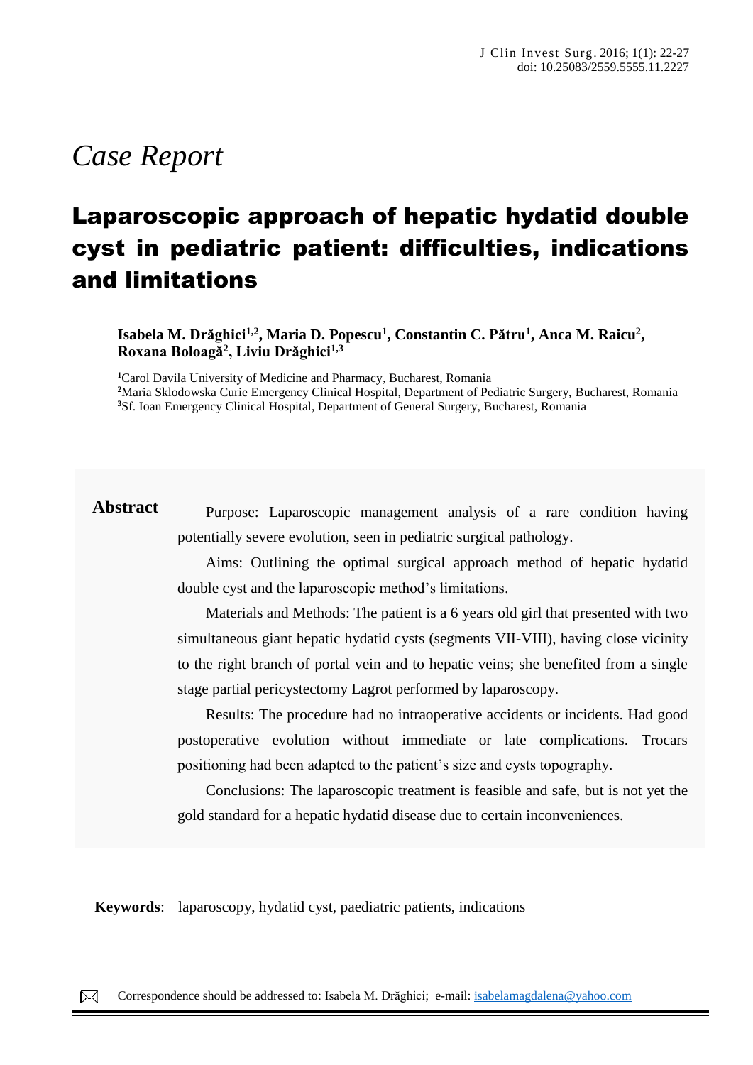*Case Report*

# Laparoscopic approach of hepatic hydatid double cyst in pediatric patient: difficulties, indications and limitations

**Isabela M. Drăghici[1,2], Maria D. Popescu[1], Constantin C. Pătru[1], Anca M. Raicu[2], Roxana Boloagă[2], Liviu Drăghici[1,3]**

[1]Carol Davila University of Medicine and Pharmacy, Bucharest, Romania
[2]Maria Sklodowska Curie Emergency Clinical Hospital, Department of Pediatric Surgery, Bucharest, Romania
[3]Sf. Ioan Emergency Clinical Hospital, Department of General Surgery, Bucharest, Romania

## Abstract

Purpose: Laparoscopic management analysis of a rare condition having potentially severe evolution, seen in pediatric surgical pathology.

Aims: Outlining the optimal surgical approach method of hepatic hydatid double cyst and the laparoscopic method's limitations.

Materials and Methods: The patient is a 6 years old girl that presented with two simultaneous giant hepatic hydatid cysts (segments VII-VIII), having close vicinity to the right branch of portal vein and to hepatic veins; she benefited from a single stage partial pericystectomy Lagrot performed by laparoscopy.

Results: The procedure had no intraoperative accidents or incidents. Had good postoperative evolution without immediate or late complications. Trocars positioning had been adapted to the patient's size and cysts topography.

Conclusions: The laparoscopic treatment is feasible and safe, but is not yet the gold standard for a hepatic hydatid disease due to certain inconveniences.

**Keywords**: laparoscopy, hydatid cyst, paediatric patients, indications

Correspondence should be addressed to: Isabela M. Drăghici; e-mail: isabelamagdalena@yahoo.com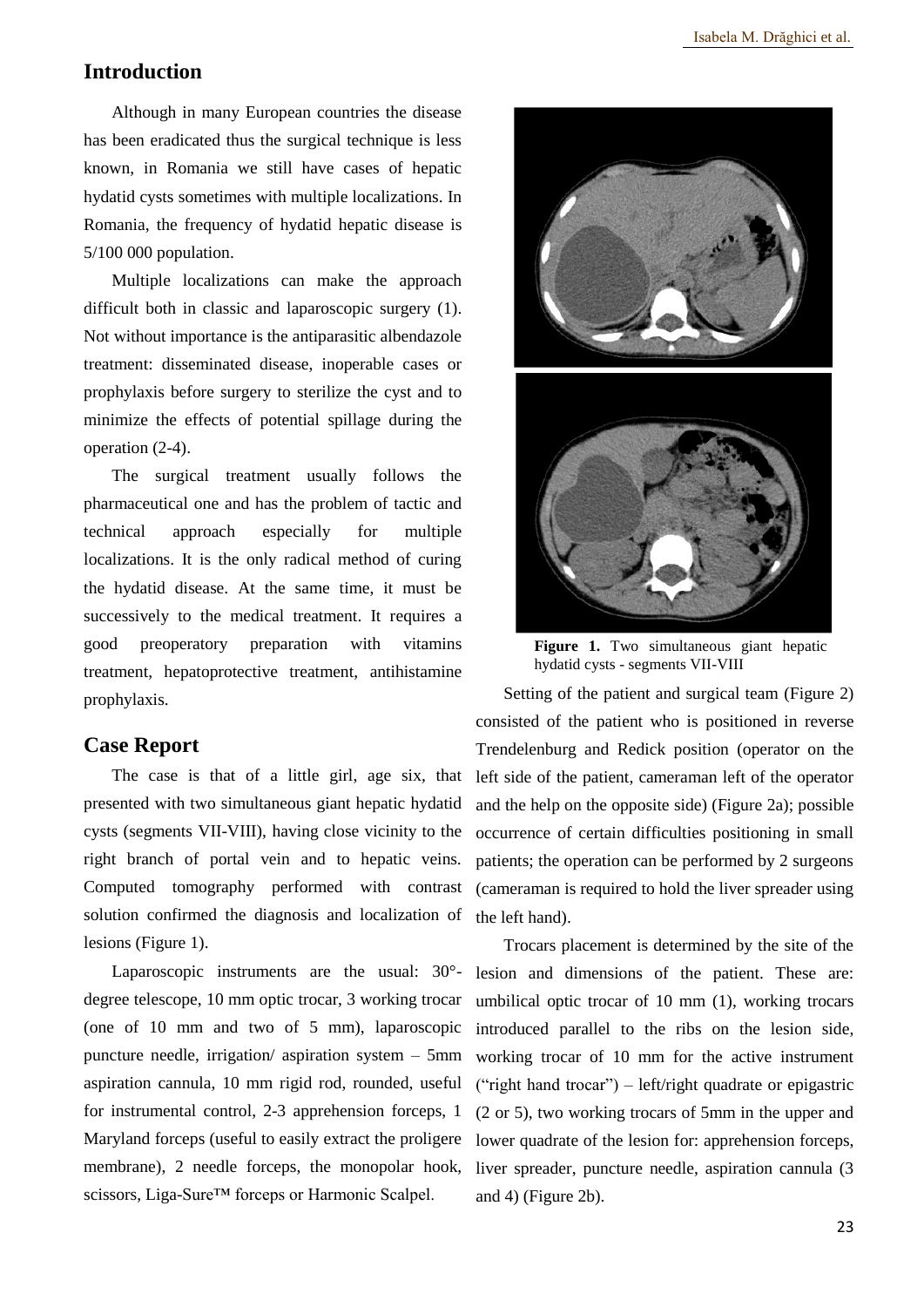## Introduction

Although in many European countries the disease has been eradicated thus the surgical technique is less known, in Romania we still have cases of hepatic hydatid cysts sometimes with multiple localizations. In Romania, the frequency of hydatid hepatic disease is 5/100 000 population.

Multiple localizations can make the approach difficult both in classic and laparoscopic surgery (1). Not without importance is the antiparasitic albendazole treatment: disseminated disease, inoperable cases or prophylaxis before surgery to sterilize the cyst and to minimize the effects of potential spillage during the operation (2-4).

The surgical treatment usually follows the pharmaceutical one and has the problem of tactic and technical approach especially for multiple localizations. It is the only radical method of curing the hydatid disease. At the same time, it must be successively to the medical treatment. It requires a good preoperatory preparation with vitamins treatment, hepatoprotective treatment, antihistamine prophylaxis.

## Case Report

The case is that of a little girl, age six, that presented with two simultaneous giant hepatic hydatid cysts (segments VII-VIII), having close vicinity to the right branch of portal vein and to hepatic veins. Computed tomography performed with contrast solution confirmed the diagnosis and localization of lesions (Figure 1).

Laparoscopic instruments are the usual: 30°-degree telescope, 10 mm optic trocar, 3 working trocar (one of 10 mm and two of 5 mm), laparoscopic puncture needle, irrigation/ aspiration system – 5mm aspiration cannula, 10 mm rigid rod, rounded, useful for instrumental control, 2-3 apprehension forceps, 1 Maryland forceps (useful to easily extract the proligere membrane), 2 needle forceps, the monopolar hook, scissors, Liga-Sure™ forceps or Harmonic Scalpel.

**Figure 1.** Two simultaneous giant hepatic hydatid cysts - segments VII-VIII

Setting of the patient and surgical team (Figure 2) consisted of the patient who is positioned in reverse Trendelenburg and Redick position (operator on the left side of the patient, cameraman left of the operator and the help on the opposite side) (Figure 2a); possible occurrence of certain difficulties positioning in small patients; the operation can be performed by 2 surgeons (cameraman is required to hold the liver spreader using the left hand).

Trocars placement is determined by the site of the lesion and dimensions of the patient. These are: umbilical optic trocar of 10 mm (1), working trocars introduced parallel to the ribs on the lesion side, working trocar of 10 mm for the active instrument ("right hand trocar") – left/right quadrate or epigastric (2 or 5), two working trocars of 5mm in the upper and lower quadrate of the lesion for: apprehension forceps, liver spreader, puncture needle, aspiration cannula (3 and 4) (Figure 2b).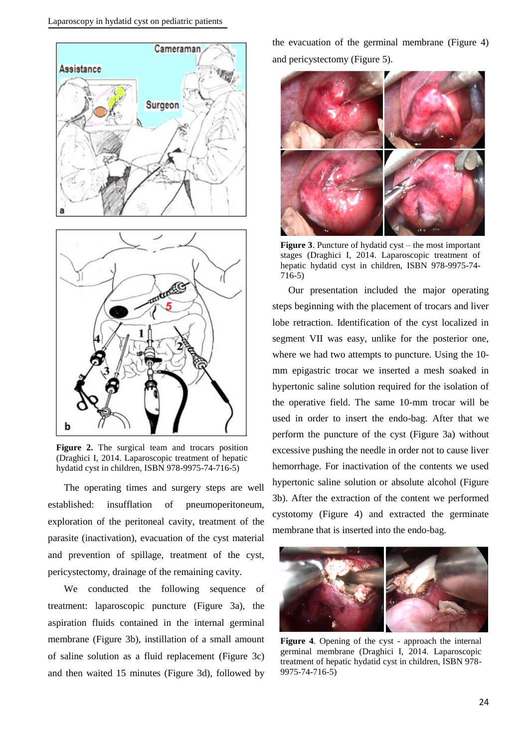Figure 2. The surgical team and trocars position (Draghici I, 2014. Laparoscopic treatment of hepatic hydatid cyst in children, ISBN 978-9975-74-716-5)

The operating times and surgery steps are well established: insufflation of pneumoperitoneum, exploration of the peritoneal cavity, treatment of the parasite (inactivation), evacuation of the cyst material and prevention of spillage, treatment of the cyst, pericystectomy, drainage of the remaining cavity.

We conducted the following sequence of treatment: laparoscopic puncture (Figure 3a), the aspiration fluids contained in the internal germinal membrane (Figure 3b), instillation of a small amount of saline solution as a fluid replacement (Figure 3c) and then waited 15 minutes (Figure 3d), followed by the evacuation of the germinal membrane (Figure 4) and pericystectomy (Figure 5).

**Figure 3**. Puncture of hydatid cyst – the most important stages (Draghici I, 2014. Laparoscopic treatment of hepatic hydatid cyst in children, ISBN 978-9975-74-716-5)

Our presentation included the major operating steps beginning with the placement of trocars and liver lobe retraction. Identification of the cyst localized in segment VII was easy, unlike for the posterior one, where we had two attempts to puncture. Using the 10-mm epigastric trocar we inserted a mesh soaked in hypertonic saline solution required for the isolation of the operative field. The same 10-mm trocar will be used in order to insert the endo-bag. After that we perform the puncture of the cyst (Figure 3a) without excessive pushing the needle in order not to cause liver hemorrhage. For inactivation of the contents we used hypertonic saline solution or absolute alcohol (Figure 3b). After the extraction of the content we performed cystotomy (Figure 4) and extracted the germinate membrane that is inserted into the endo-bag.

**Figure 4**. Opening of the cyst - approach the internal germinal membrane (Draghici I, 2014. Laparoscopic treatment of hepatic hydatid cyst in children, ISBN 978-9975-74-716-5)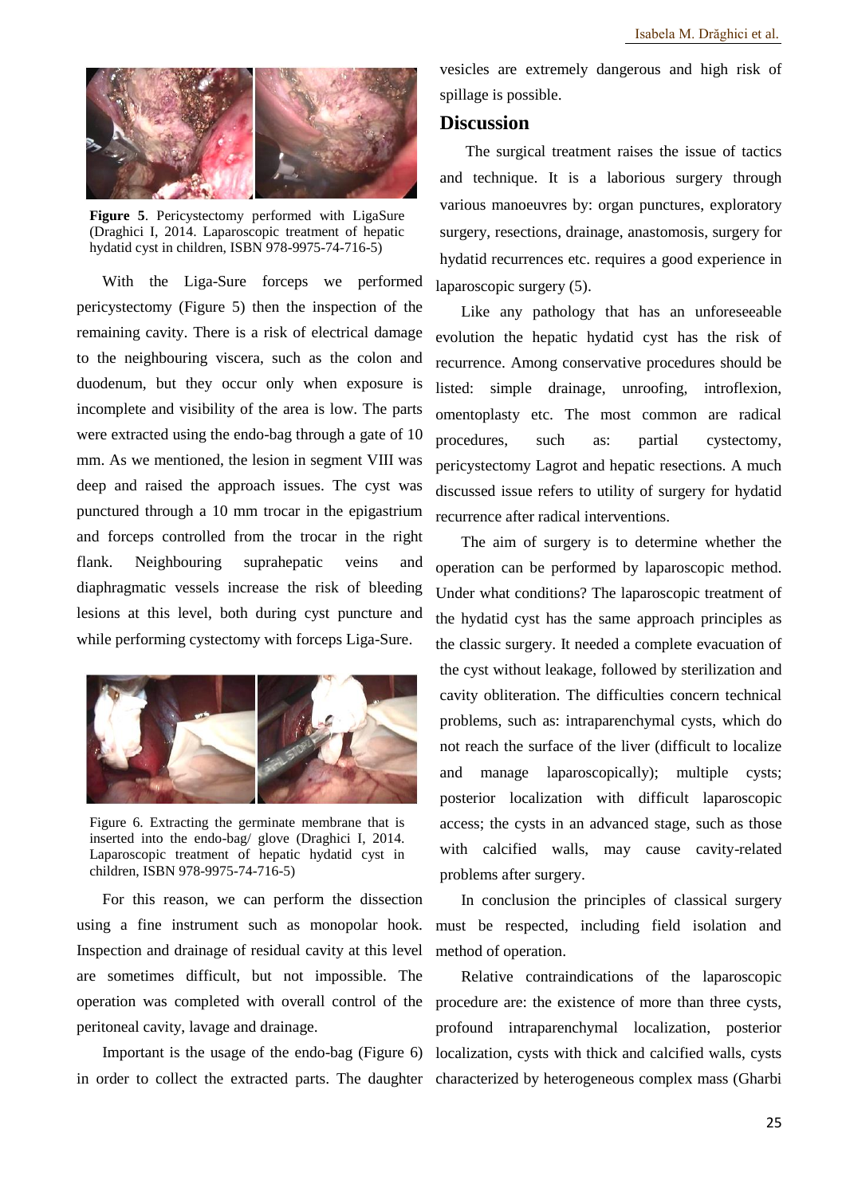**Figure 5**. Pericystectomy performed with LigaSure (Draghici I, 2014. Laparoscopic treatment of hepatic hydatid cyst in children, ISBN 978-9975-74-716-5)

With the Liga-Sure forceps we performed pericystectomy (Figure 5) then the inspection of the remaining cavity. There is a risk of electrical damage to the neighbouring viscera, such as the colon and duodenum, but they occur only when exposure is incomplete and visibility of the area is low. The parts were extracted using the endo-bag through a gate of 10 mm. As we mentioned, the lesion in segment VIII was deep and raised the approach issues. The cyst was punctured through a 10 mm trocar in the epigastrium and forceps controlled from the trocar in the right flank. Neighbouring suprahepatic veins and diaphragmatic vessels increase the risk of bleeding lesions at this level, both during cyst puncture and while performing cystectomy with forceps Liga-Sure.

Figure 6. Extracting the germinate membrane that is inserted into the endo-bag/ glove (Draghici I, 2014. Laparoscopic treatment of hepatic hydatid cyst in children, ISBN 978-9975-74-716-5)

For this reason, we can perform the dissection using a fine instrument such as monopolar hook. Inspection and drainage of residual cavity at this level are sometimes difficult, but not impossible. The operation was completed with overall control of the peritoneal cavity, lavage and drainage.

Important is the usage of the endo-bag (Figure 6) in order to collect the extracted parts. The daughter vesicles are extremely dangerous and high risk of spillage is possible.

## Discussion

The surgical treatment raises the issue of tactics and technique. It is a laborious surgery through various manoeuvres by: organ punctures, exploratory surgery, resections, drainage, anastomosis, surgery for hydatid recurrences etc. requires a good experience in laparoscopic surgery (5).

Like any pathology that has an unforeseeable evolution the hepatic hydatid cyst has the risk of recurrence. Among conservative procedures should be listed: simple drainage, unroofing, introflexion, omentoplasty etc. The most common are radical procedures, such as: partial cystectomy, pericystectomy Lagrot and hepatic resections. A much discussed issue refers to utility of surgery for hydatid recurrence after radical interventions.

The aim of surgery is to determine whether the operation can be performed by laparoscopic method. Under what conditions? The laparoscopic treatment of the hydatid cyst has the same approach principles as the classic surgery. It needed a complete evacuation of the cyst without leakage, followed by sterilization and cavity obliteration. The difficulties concern technical problems, such as: intraparenchymal cysts, which do not reach the surface of the liver (difficult to localize and manage laparoscopically); multiple cysts; posterior localization with difficult laparoscopic access; the cysts in an advanced stage, such as those with calcified walls, may cause cavity-related problems after surgery.

In conclusion the principles of classical surgery must be respected, including field isolation and method of operation.

Relative contraindications of the laparoscopic procedure are: the existence of more than three cysts, profound intraparenchymal localization, posterior localization, cysts with thick and calcified walls, cysts characterized by heterogeneous complex mass (Gharbi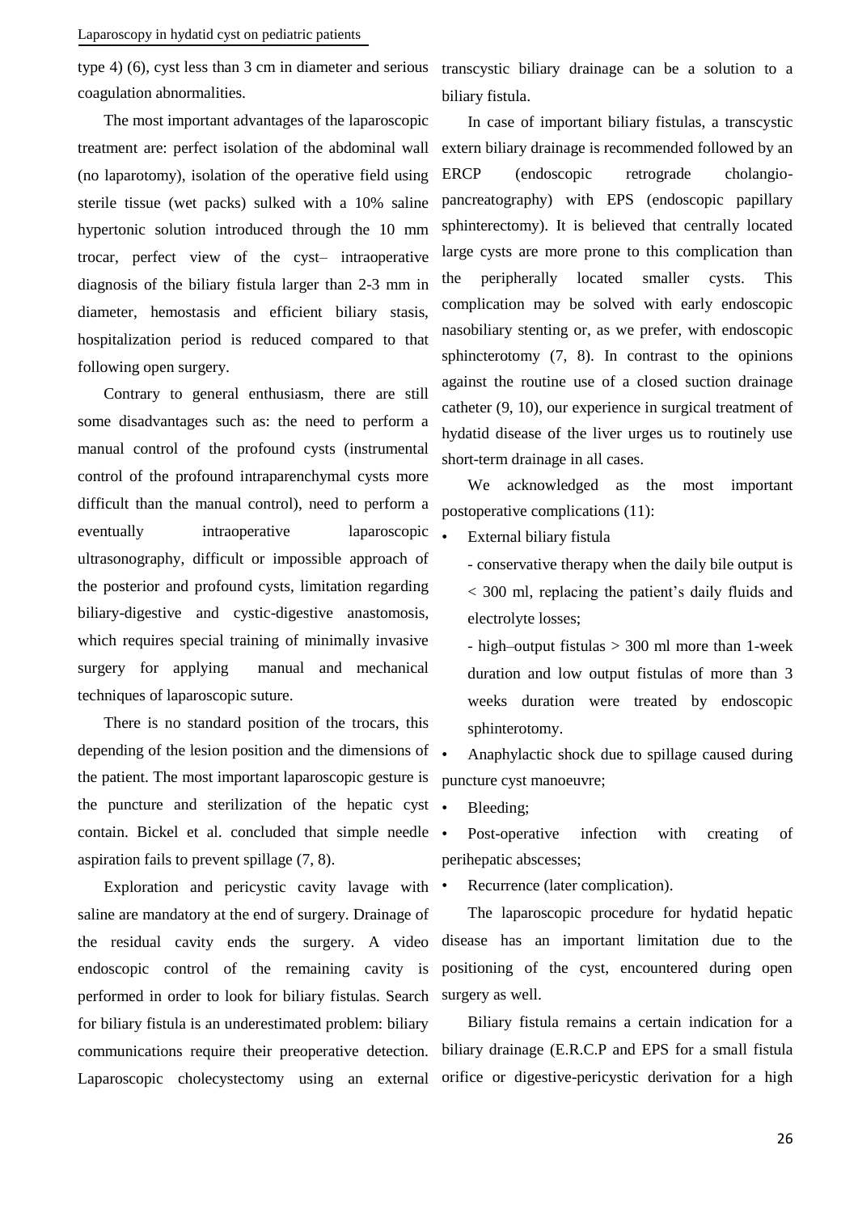type 4) (6), cyst less than 3 cm in diameter and serious coagulation abnormalities.

The most important advantages of the laparoscopic treatment are: perfect isolation of the abdominal wall (no laparotomy), isolation of the operative field using sterile tissue (wet packs) sulked with a 10% saline hypertonic solution introduced through the 10 mm trocar, perfect view of the cyst– intraoperative diagnosis of the biliary fistula larger than 2-3 mm in diameter, hemostasis and efficient biliary stasis, hospitalization period is reduced compared to that following open surgery.

Contrary to general enthusiasm, there are still some disadvantages such as: the need to perform a manual control of the profound cysts (instrumental control of the profound intraparenchymal cysts more difficult than the manual control), need to perform a eventually intraoperative laparoscopic ultrasonography, difficult or impossible approach of the posterior and profound cysts, limitation regarding biliary-digestive and cystic-digestive anastomosis, which requires special training of minimally invasive surgery for applying manual and mechanical techniques of laparoscopic suture.

There is no standard position of the trocars, this depending of the lesion position and the dimensions of the patient. The most important laparoscopic gesture is the puncture and sterilization of the hepatic cyst contain. Bickel et al. concluded that simple needle aspiration fails to prevent spillage (7, 8).

Exploration and pericystic cavity lavage with saline are mandatory at the end of surgery. Drainage of the residual cavity ends the surgery. A video endoscopic control of the remaining cavity is performed in order to look for biliary fistulas. Search for biliary fistula is an underestimated problem: biliary communications require their preoperative detection. Laparoscopic cholecystectomy using an external transcystic biliary drainage can be a solution to a biliary fistula.

In case of important biliary fistulas, a transcystic extern biliary drainage is recommended followed by an ERCP (endoscopic retrograde cholangio-pancreatography) with EPS (endoscopic papillary sphinterectomy). It is believed that centrally located large cysts are more prone to this complication than the peripherally located smaller cysts. This complication may be solved with early endoscopic nasobiliary stenting or, as we prefer, with endoscopic sphincterotomy (7, 8). In contrast to the opinions against the routine use of a closed suction drainage catheter (9, 10), our experience in surgical treatment of hydatid disease of the liver urges us to routinely use short-term drainage in all cases.

We acknowledged as the most important postoperative complications (11):

- External biliary fistula
  - conservative therapy when the daily bile output is < 300 ml, replacing the patient's daily fluids and electrolyte losses;
  - high–output fistulas > 300 ml more than 1-week duration and low output fistulas of more than 3 weeks duration were treated by endoscopic sphinterotomy.
- Anaphylactic shock due to spillage caused during puncture cyst manoeuvre;
- Bleeding;
- Post-operative infection with creating of perihepatic abscesses;
- Recurrence (later complication).

The laparoscopic procedure for hydatid hepatic disease has an important limitation due to the positioning of the cyst, encountered during open surgery as well.

Biliary fistula remains a certain indication for a biliary drainage (E.R.C.P and EPS for a small fistula orifice or digestive-pericystic derivation for a high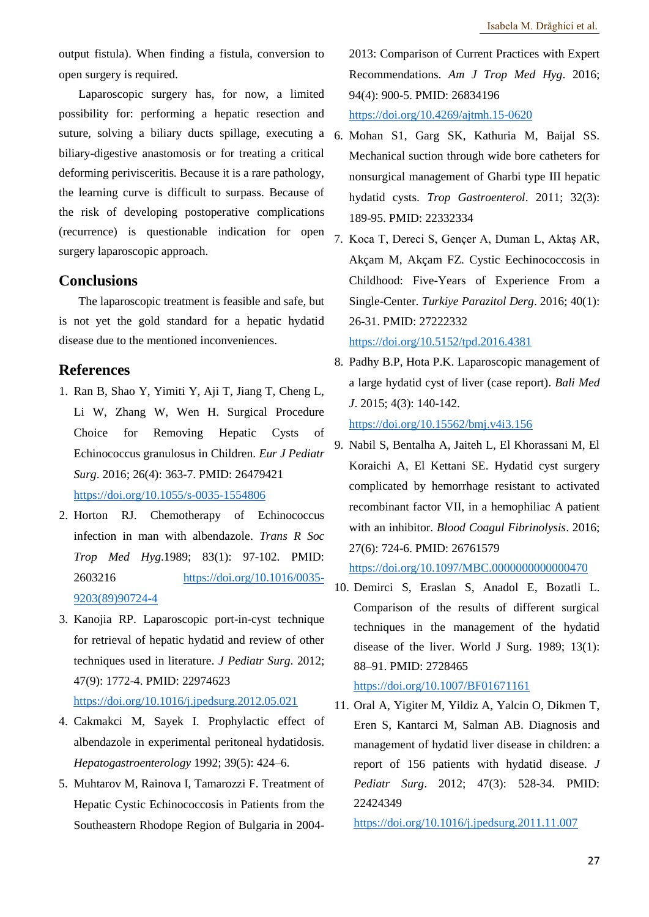output fistula). When finding a fistula, conversion to open surgery is required.

Laparoscopic surgery has, for now, a limited possibility for: performing a hepatic resection and suture, solving a biliary ducts spillage, executing a biliary-digestive anastomosis or for treating a critical deforming perivisceritis. Because it is a rare pathology, the learning curve is difficult to surpass. Because of the risk of developing postoperative complications (recurrence) is questionable indication for open surgery laparoscopic approach.

## Conclusions

The laparoscopic treatment is feasible and safe, but is not yet the gold standard for a hepatic hydatid disease due to the mentioned inconveniences.

## References

1. Ran B, Shao Y, Yimiti Y, Aji T, Jiang T, Cheng L, Li W, Zhang W, Wen H. Surgical Procedure Choice for Removing Hepatic Cysts of Echinococcus granulosus in Children. *Eur J Pediatr Surg*. 2016; 26(4): 363-7. PMID: 26479421 https://doi.org/10.1055/s-0035-1554806
2. Horton RJ. Chemotherapy of Echinococcus infection in man with albendazole. *Trans R Soc Trop Med Hyg*.1989; 83(1): 97-102. PMID: 2603216 https://doi.org/10.1016/0035-9203(89)90724-4
3. Kanojia RP. Laparoscopic port-in-cyst technique for retrieval of hepatic hydatid and review of other techniques used in literature. *J Pediatr Surg*. 2012; 47(9): 1772-4. PMID: 22974623 https://doi.org/10.1016/j.jpedsurg.2012.05.021
4. Cakmakci M, Sayek I. Prophylactic effect of albendazole in experimental peritoneal hydatidosis. *Hepatogastroenterology* 1992; 39(5): 424–6.
5. Muhtarov M, Rainova I, Tamarozzi F. Treatment of Hepatic Cystic Echinococcosis in Patients from the Southeastern Rhodope Region of Bulgaria in 2004-2013: Comparison of Current Practices with Expert Recommendations. *Am J Trop Med Hyg*. 2016; 94(4): 900-5. PMID: 26834196 https://doi.org/10.4269/ajtmh.15-0620
6. Mohan S1, Garg SK, Kathuria M, Baijal SS. Mechanical suction through wide bore catheters for nonsurgical management of Gharbi type III hepatic hydatid cysts. *Trop Gastroenterol*. 2011; 32(3): 189-95. PMID: 22332334
7. Koca T, Dereci S, Gençer A, Duman L, Aktaş AR, Akçam M, Akçam FZ. Cystic Eechinococcosis in Childhood: Five-Years of Experience From a Single-Center. *Turkiye Parazitol Derg*. 2016; 40(1): 26-31. PMID: 27222332 https://doi.org/10.5152/tpd.2016.4381
8. Padhy B.P, Hota P.K. Laparoscopic management of a large hydatid cyst of liver (case report). *Bali Med J*. 2015; 4(3): 140-142. https://doi.org/10.15562/bmj.v4i3.156
9. Nabil S, Bentalha A, Jaiteh L, El Khorassani M, El Koraichi A, El Kettani SE. Hydatid cyst surgery complicated by hemorrhage resistant to activated recombinant factor VII, in a hemophiliac A patient with an inhibitor. *Blood Coagul Fibrinolysis*. 2016; 27(6): 724-6. PMID: 26761579 https://doi.org/10.1097/MBC.0000000000000470
10. Demirci S, Eraslan S, Anadol E, Bozatli L. Comparison of the results of different surgical techniques in the management of the hydatid disease of the liver. World J Surg. 1989; 13(1): 88–91. PMID: 2728465 https://doi.org/10.1007/BF01671161
11. Oral A, Yigiter M, Yildiz A, Yalcin O, Dikmen T, Eren S, Kantarci M, Salman AB. Diagnosis and management of hydatid liver disease in children: a report of 156 patients with hydatid disease. *J Pediatr Surg*. 2012; 47(3): 528-34. PMID: 22424349 https://doi.org/10.1016/j.jpedsurg.2011.11.007